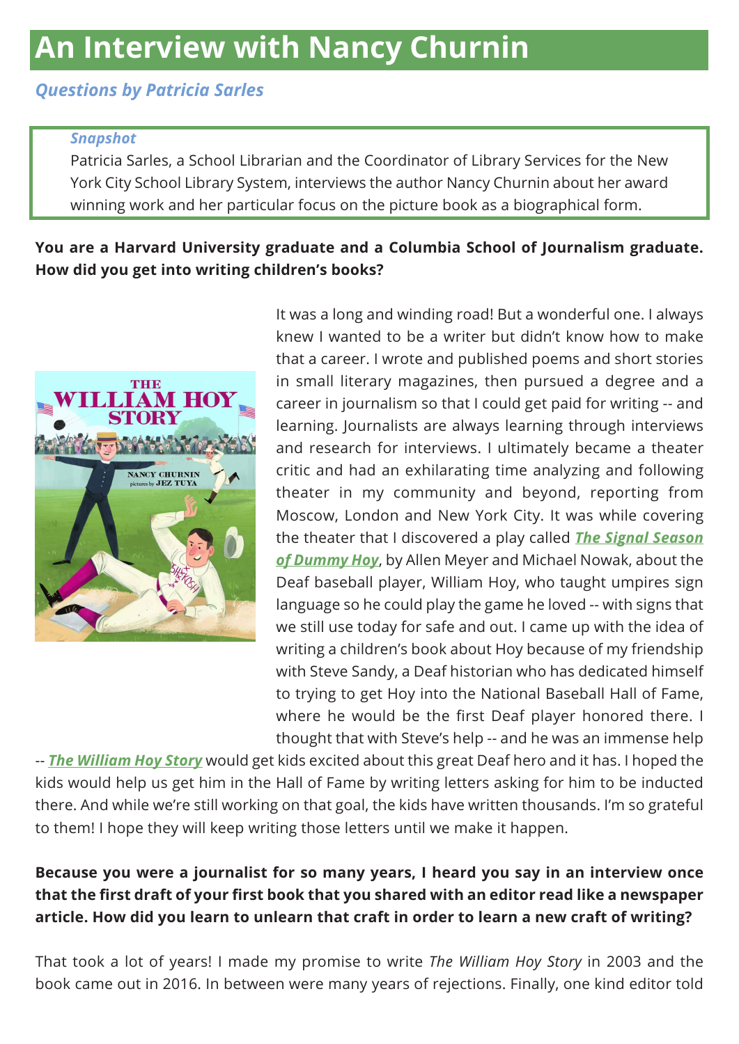# An Interview with Nancy Churnin

## *Questions by Patricia Sarles*

> ***Snapshot***
> Patricia Sarles, a School Librarian and the Coordinator of Library Services for the New York City School Library System, interviews the author Nancy Churnin about her award winning work and her particular focus on the picture book as a biographical form.

**You are a Harvard University graduate and a Columbia School of Journalism graduate. How did you get into writing children's books?**

It was a long and winding road! But a wonderful one. I always knew I wanted to be a writer but didn't know how to make that a career. I wrote and published poems and short stories in small literary magazines, then pursued a degree and a career in journalism so that I could get paid for writing -- and learning. Journalists are always learning through interviews and research for interviews. I ultimately became a theater critic and had an exhilarating time analyzing and following theater in my community and beyond, reporting from Moscow, London and New York City. It was while covering the theater that I discovered a play called ***The Signal Season of Dummy Hoy***, by Allen Meyer and Michael Nowak, about the Deaf baseball player, William Hoy, who taught umpires sign language so he could play the game he loved -- with signs that we still use today for safe and out. I came up with the idea of writing a children's book about Hoy because of my friendship with Steve Sandy, a Deaf historian who has dedicated himself to trying to get Hoy into the National Baseball Hall of Fame, where he would be the first Deaf player honored there. I thought that with Steve's help -- and he was an immense help -- ***The William Hoy Story*** would get kids excited about this great Deaf hero and it has. I hoped the kids would help us get him in the Hall of Fame by writing letters asking for him to be inducted there. And while we're still working on that goal, the kids have written thousands. I'm so grateful to them! I hope they will keep writing those letters until we make it happen.

**Because you were a journalist for so many years, I heard you say in an interview once that the first draft of your first book that you shared with an editor read like a newspaper article. How did you learn to unlearn that craft in order to learn a new craft of writing?**

That took a lot of years! I made my promise to write *The William Hoy Story* in 2003 and the book came out in 2016. In between were many years of rejections. Finally, one kind editor told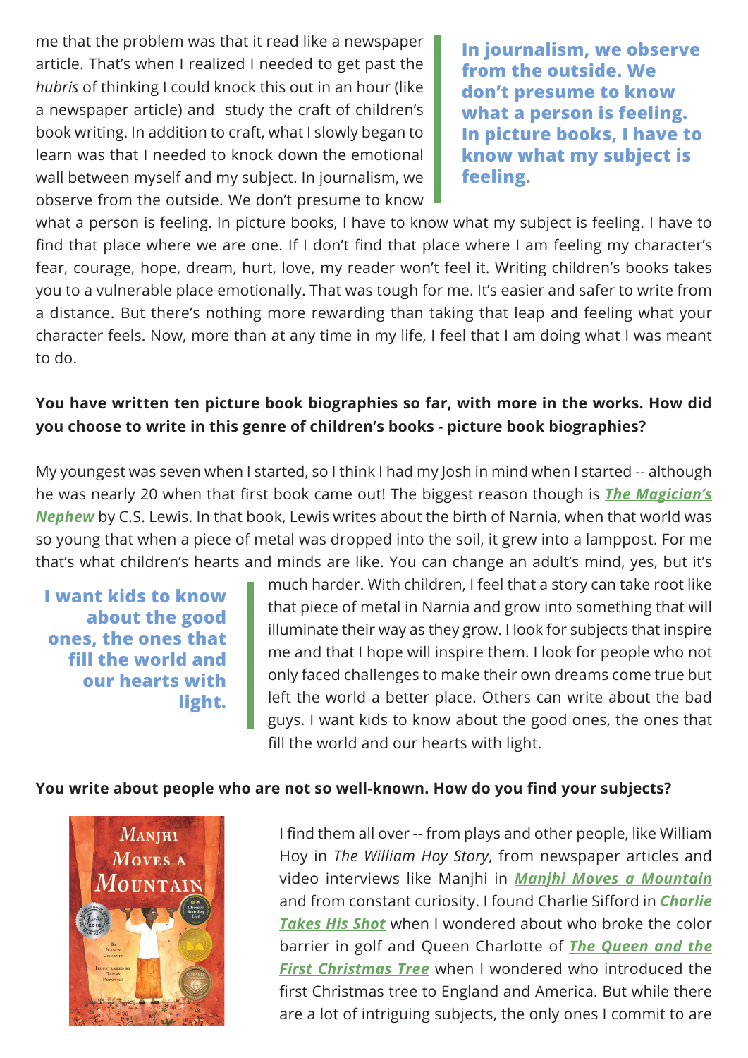me that the problem was that it read like a newspaper article. That's when I realized I needed to get past the *hubris* of thinking I could knock this out in an hour (like a newspaper article) and study the craft of children's book writing. In addition to craft, what I slowly began to learn was that I needed to knock down the emotional wall between myself and my subject. In journalism, we observe from the outside. We don't presume to know what a person is feeling. In picture books, I have to know what my subject is feeling. I have to find that place where we are one. If I don't find that place where I am feeling my character's fear, courage, hope, dream, hurt, love, my reader won't feel it. Writing children's books takes you to a vulnerable place emotionally. That was tough for me. It's easier and safer to write from a distance. But there's nothing more rewarding than taking that leap and feeling what your character feels. Now, more than at any time in my life, I feel that I am doing what I was meant to do.

> **In journalism, we observe from the outside. We don't presume to know what a person is feeling. In picture books, I have to know what my subject is feeling.**

**You have written ten picture book biographies so far, with more in the works. How did you choose to write in this genre of children's books - picture book biographies?**

My youngest was seven when I started, so I think I had my Josh in mind when I started -- although he was nearly 20 when that first book came out! The biggest reason though is ***The Magician's Nephew*** by C.S. Lewis. In that book, Lewis writes about the birth of Narnia, when that world was so young that when a piece of metal was dropped into the soil, it grew into a lamppost. For me that's what children's hearts and minds are like. You can change an adult's mind, yes, but it's much harder. With children, I feel that a story can take root like that piece of metal in Narnia and grow into something that will illuminate their way as they grow. I look for subjects that inspire me and that I hope will inspire them. I look for people who not only faced challenges to make their own dreams come true but left the world a better place. Others can write about the bad guys. I want kids to know about the good ones, the ones that fill the world and our hearts with light.

> **I want kids to know about the good ones, the ones that fill the world and our hearts with light.**

**You write about people who are not so well-known. How do you find your subjects?**

I find them all over -- from plays and other people, like William Hoy in *The William Hoy Story*, from newspaper articles and video interviews like Manjhi in ***Manjhi Moves a Mountain*** and from constant curiosity. I found Charlie Sifford in ***Charlie Takes His Shot*** when I wondered about who broke the color barrier in golf and Queen Charlotte of ***The Queen and the First Christmas Tree*** when I wondered who introduced the first Christmas tree to England and America. But while there are a lot of intriguing subjects, the only ones I commit to are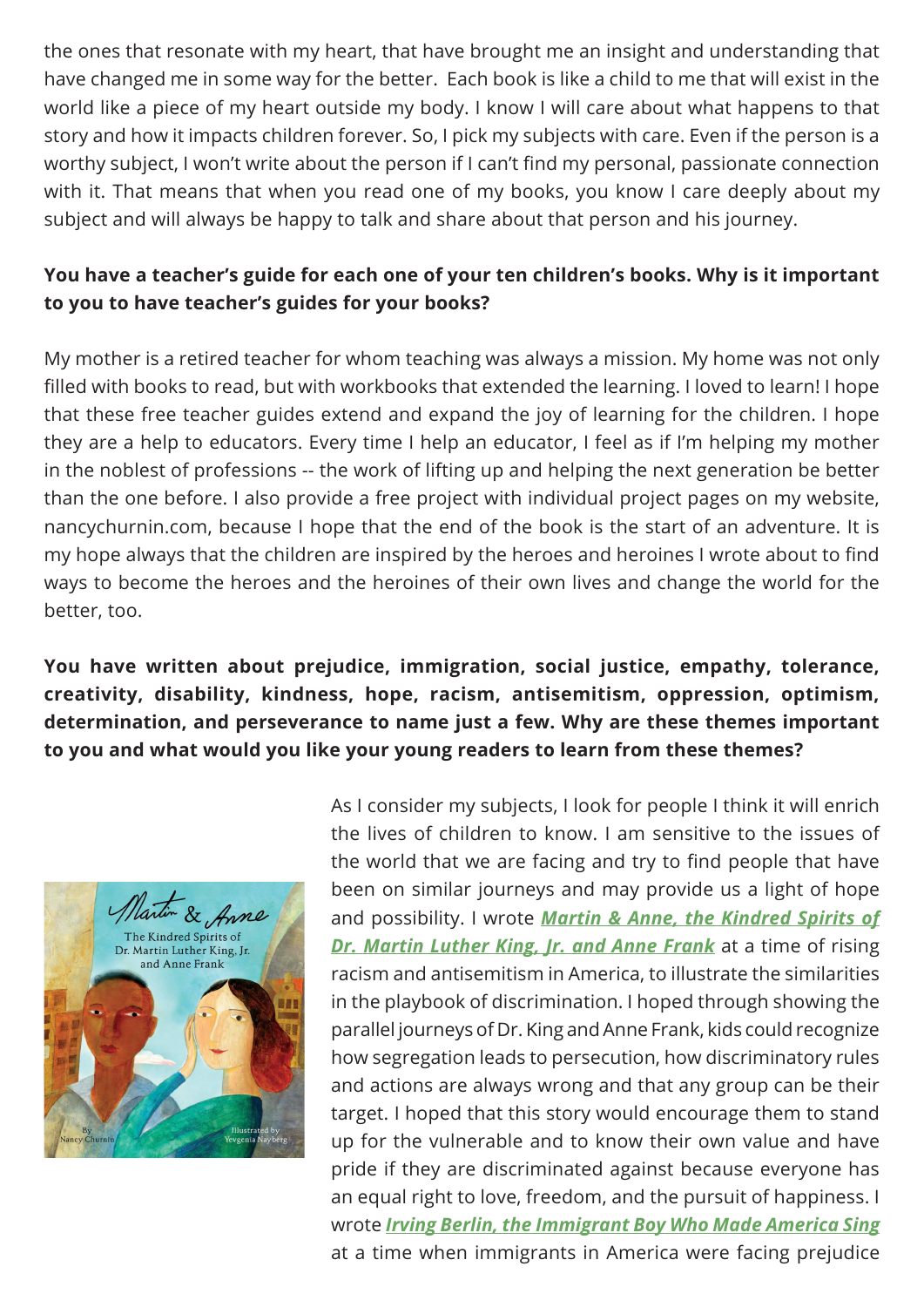the ones that resonate with my heart, that have brought me an insight and understanding that have changed me in some way for the better. Each book is like a child to me that will exist in the world like a piece of my heart outside my body. I know I will care about what happens to that story and how it impacts children forever. So, I pick my subjects with care. Even if the person is a worthy subject, I won't write about the person if I can't find my personal, passionate connection with it. That means that when you read one of my books, you know I care deeply about my subject and will always be happy to talk and share about that person and his journey.

**You have a teacher's guide for each one of your ten children's books. Why is it important to you to have teacher's guides for your books?**

My mother is a retired teacher for whom teaching was always a mission. My home was not only filled with books to read, but with workbooks that extended the learning. I loved to learn! I hope that these free teacher guides extend and expand the joy of learning for the children. I hope they are a help to educators. Every time I help an educator, I feel as if I'm helping my mother in the noblest of professions -- the work of lifting up and helping the next generation be better than the one before. I also provide a free project with individual project pages on my website, nancychurnin.com, because I hope that the end of the book is the start of an adventure. It is my hope always that the children are inspired by the heroes and heroines I wrote about to find ways to become the heroes and the heroines of their own lives and change the world for the better, too.

**You have written about prejudice, immigration, social justice, empathy, tolerance, creativity, disability, kindness, hope, racism, antisemitism, oppression, optimism, determination, and perseverance to name just a few. Why are these themes important to you and what would you like your young readers to learn from these themes?**

As I consider my subjects, I look for people I think it will enrich the lives of children to know. I am sensitive to the issues of the world that we are facing and try to find people that have been on similar journeys and may provide us a light of hope and possibility. I wrote ***Martin & Anne, the Kindred Spirits of Dr. Martin Luther King, Jr. and Anne Frank*** at a time of rising racism and antisemitism in America, to illustrate the similarities in the playbook of discrimination. I hoped through showing the parallel journeys of Dr. King and Anne Frank, kids could recognize how segregation leads to persecution, how discriminatory rules and actions are always wrong and that any group can be their target. I hoped that this story would encourage them to stand up for the vulnerable and to know their own value and have pride if they are discriminated against because everyone has an equal right to love, freedom, and the pursuit of happiness. I wrote ***Irving Berlin, the Immigrant Boy Who Made America Sing*** at a time when immigrants in America were facing prejudice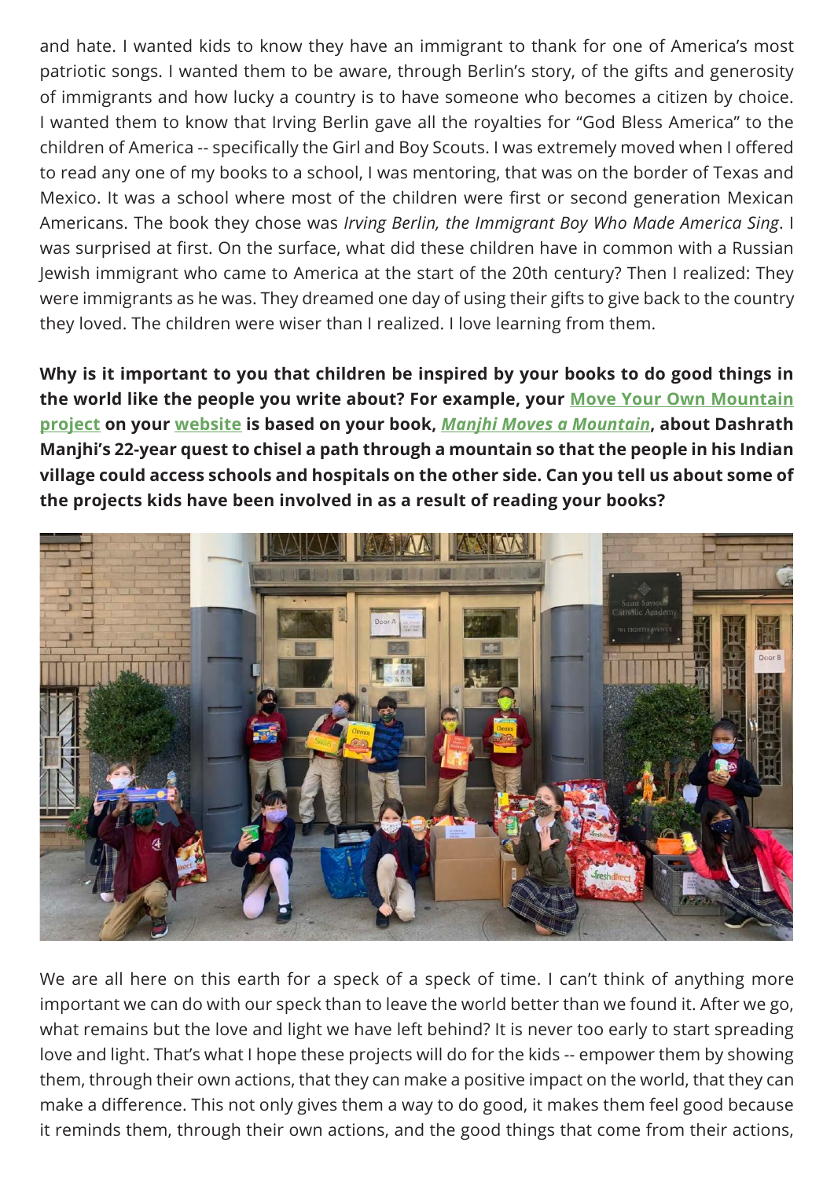and hate. I wanted kids to know they have an immigrant to thank for one of America's most patriotic songs. I wanted them to be aware, through Berlin's story, of the gifts and generosity of immigrants and how lucky a country is to have someone who becomes a citizen by choice. I wanted them to know that Irving Berlin gave all the royalties for "God Bless America" to the children of America -- specifically the Girl and Boy Scouts. I was extremely moved when I offered to read any one of my books to a school, I was mentoring, that was on the border of Texas and Mexico. It was a school where most of the children were first or second generation Mexican Americans. The book they chose was *Irving Berlin, the Immigrant Boy Who Made America Sing*. I was surprised at first. On the surface, what did these children have in common with a Russian Jewish immigrant who came to America at the start of the 20th century? Then I realized: They were immigrants as he was. They dreamed one day of using their gifts to give back to the country they loved. The children were wiser than I realized. I love learning from them.

**Why is it important to you that children be inspired by your books to do good things in the world like the people you write about? For example, your Move Your Own Mountain project on your website is based on your book, *Manjhi Moves a Mountain*, about Dashrath Manjhi's 22-year quest to chisel a path through a mountain so that the people in his Indian village could access schools and hospitals on the other side. Can you tell us about some of the projects kids have been involved in as a result of reading your books?**

We are all here on this earth for a speck of a speck of time. I can't think of anything more important we can do with our speck than to leave the world better than we found it. After we go, what remains but the love and light we have left behind? It is never too early to start spreading love and light. That's what I hope these projects will do for the kids -- empower them by showing them, through their own actions, that they can make a positive impact on the world, that they can make a difference. This not only gives them a way to do good, it makes them feel good because it reminds them, through their own actions, and the good things that come from their actions,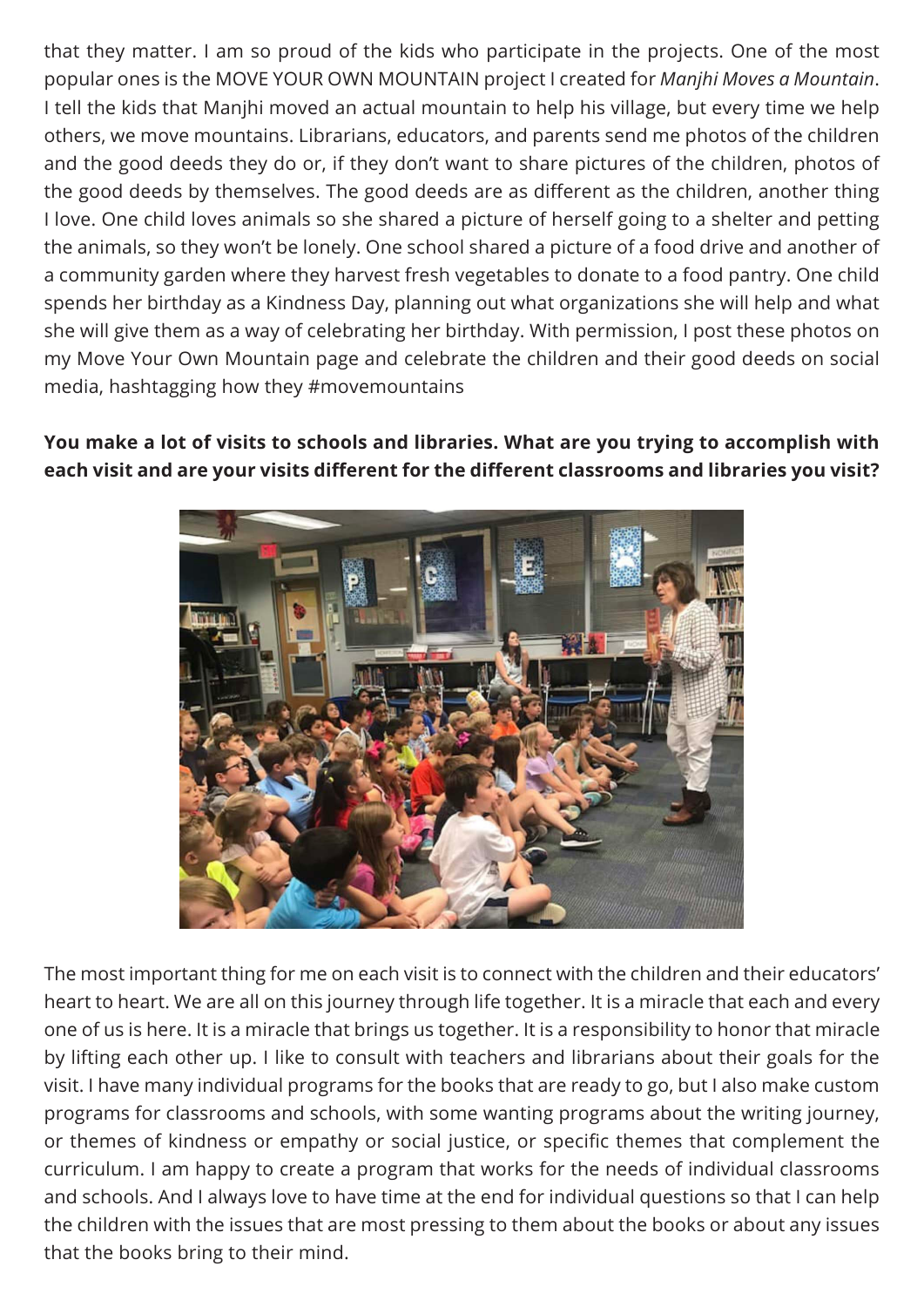that they matter. I am so proud of the kids who participate in the projects. One of the most popular ones is the MOVE YOUR OWN MOUNTAIN project I created for *Manjhi Moves a Mountain*. I tell the kids that Manjhi moved an actual mountain to help his village, but every time we help others, we move mountains. Librarians, educators, and parents send me photos of the children and the good deeds they do or, if they don't want to share pictures of the children, photos of the good deeds by themselves. The good deeds are as different as the children, another thing I love. One child loves animals so she shared a picture of herself going to a shelter and petting the animals, so they won't be lonely. One school shared a picture of a food drive and another of a community garden where they harvest fresh vegetables to donate to a food pantry. One child spends her birthday as a Kindness Day, planning out what organizations she will help and what she will give them as a way of celebrating her birthday. With permission, I post these photos on my Move Your Own Mountain page and celebrate the children and their good deeds on social media, hashtagging how they #movemountains

**You make a lot of visits to schools and libraries. What are you trying to accomplish with each visit and are your visits different for the different classrooms and libraries you visit?**

The most important thing for me on each visit is to connect with the children and their educators' heart to heart. We are all on this journey through life together. It is a miracle that each and every one of us is here. It is a miracle that brings us together. It is a responsibility to honor that miracle by lifting each other up. I like to consult with teachers and librarians about their goals for the visit. I have many individual programs for the books that are ready to go, but I also make custom programs for classrooms and schools, with some wanting programs about the writing journey, or themes of kindness or empathy or social justice, or specific themes that complement the curriculum. I am happy to create a program that works for the needs of individual classrooms and schools. And I always love to have time at the end for individual questions so that I can help the children with the issues that are most pressing to them about the books or about any issues that the books bring to their mind.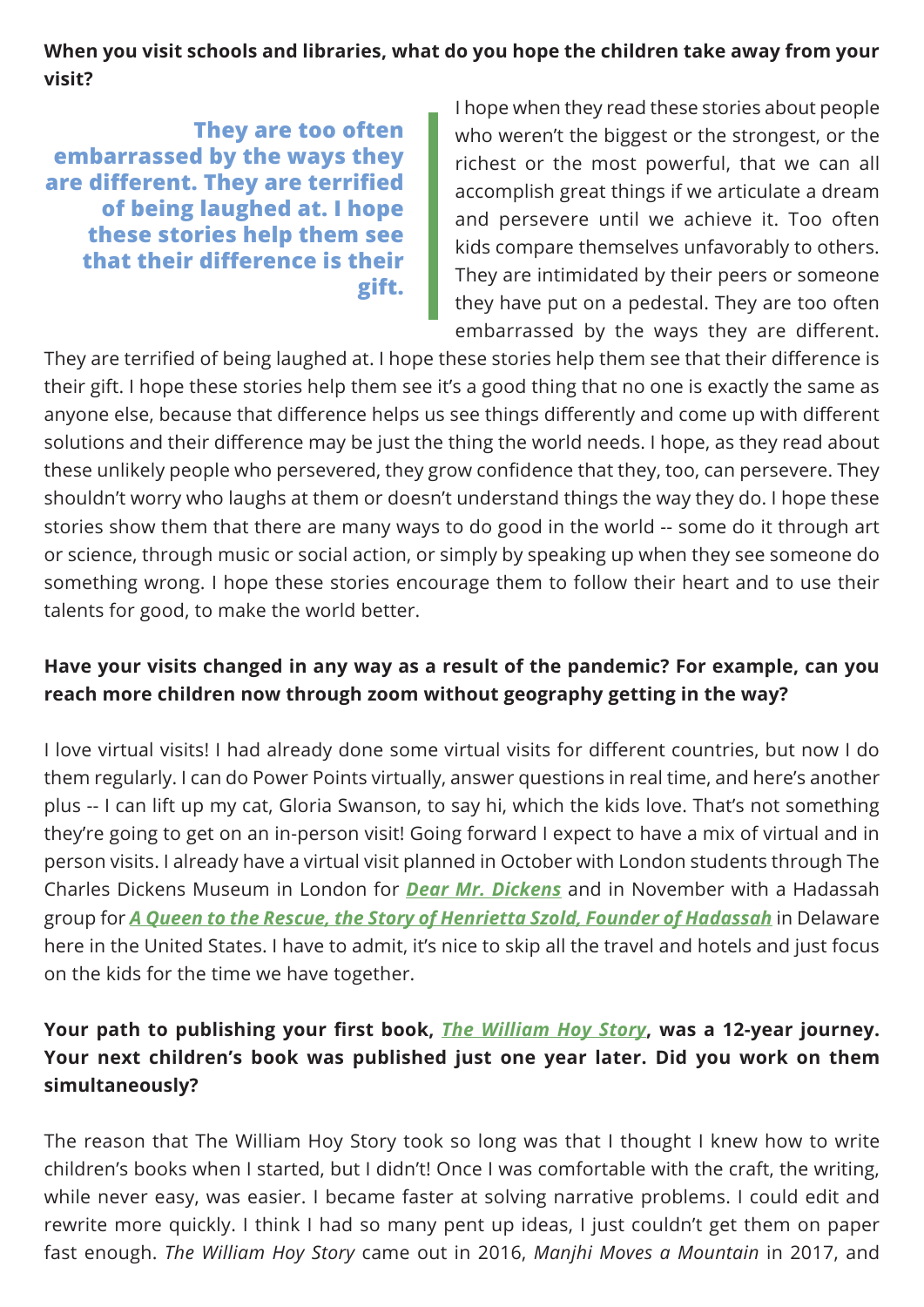**When you visit schools and libraries, what do you hope the children take away from your visit?**

> **They are too often embarrassed by the ways they are different. They are terrified of being laughed at. I hope these stories help them see that their difference is their gift.**

I hope when they read these stories about people who weren't the biggest or the strongest, or the richest or the most powerful, that we can all accomplish great things if we articulate a dream and persevere until we achieve it. Too often kids compare themselves unfavorably to others. They are intimidated by their peers or someone they have put on a pedestal. They are too often embarrassed by the ways they are different. They are terrified of being laughed at. I hope these stories help them see that their difference is their gift. I hope these stories help them see it's a good thing that no one is exactly the same as anyone else, because that difference helps us see things differently and come up with different solutions and their difference may be just the thing the world needs. I hope, as they read about these unlikely people who persevered, they grow confidence that they, too, can persevere. They shouldn't worry who laughs at them or doesn't understand things the way they do. I hope these stories show them that there are many ways to do good in the world -- some do it through art or science, through music or social action, or simply by speaking up when they see someone do something wrong. I hope these stories encourage them to follow their heart and to use their talents for good, to make the world better.

**Have your visits changed in any way as a result of the pandemic? For example, can you reach more children now through zoom without geography getting in the way?**

I love virtual visits! I had already done some virtual visits for different countries, but now I do them regularly. I can do Power Points virtually, answer questions in real time, and here's another plus -- I can lift up my cat, Gloria Swanson, to say hi, which the kids love. That's not something they're going to get on an in-person visit! Going forward I expect to have a mix of virtual and in person visits. I already have a virtual visit planned in October with London students through The Charles Dickens Museum in London for ***Dear Mr. Dickens*** and in November with a Hadassah group for ***A Queen to the Rescue, the Story of Henrietta Szold, Founder of Hadassah*** in Delaware here in the United States. I have to admit, it's nice to skip all the travel and hotels and just focus on the kids for the time we have together.

**Your path to publishing your first book, *The William Hoy Story*, was a 12-year journey. Your next children's book was published just one year later. Did you work on them simultaneously?**

The reason that The William Hoy Story took so long was that I thought I knew how to write children's books when I started, but I didn't! Once I was comfortable with the craft, the writing, while never easy, was easier. I became faster at solving narrative problems. I could edit and rewrite more quickly. I think I had so many pent up ideas, I just couldn't get them on paper fast enough. *The William Hoy Story* came out in 2016, *Manjhi Moves a Mountain* in 2017, and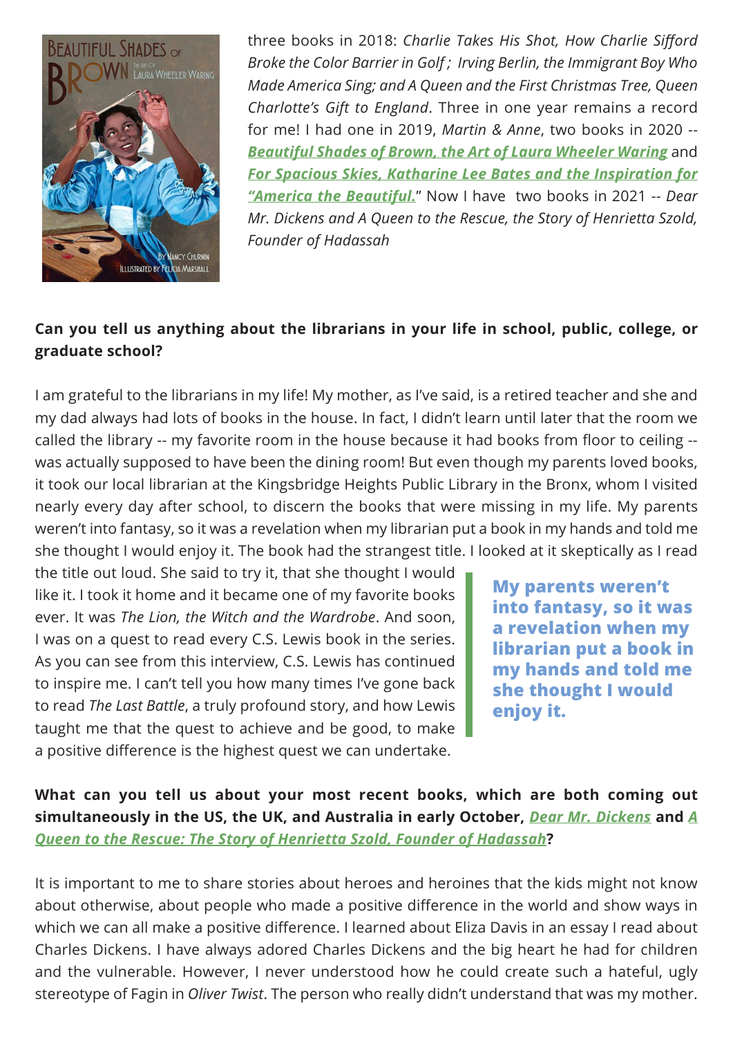three books in 2018: *Charlie Takes His Shot, How Charlie Sifford Broke the Color Barrier in Golf ; Irving Berlin, the Immigrant Boy Who Made America Sing; and A Queen and the First Christmas Tree, Queen Charlotte's Gift to England*. Three in one year remains a record for me! I had one in 2019, *Martin & Anne*, two books in 2020 -- ***Beautiful Shades of Brown, the Art of Laura Wheeler Waring*** and ***For Spacious Skies, Katharine Lee Bates and the Inspiration for "America the Beautiful."*** Now I have two books in 2021 -- *Dear Mr. Dickens and A Queen to the Rescue, the Story of Henrietta Szold, Founder of Hadassah*

**Can you tell us anything about the librarians in your life in school, public, college, or graduate school?**

I am grateful to the librarians in my life! My mother, as I've said, is a retired teacher and she and my dad always had lots of books in the house. In fact, I didn't learn until later that the room we called the library -- my favorite room in the house because it had books from floor to ceiling -- was actually supposed to have been the dining room! But even though my parents loved books, it took our local librarian at the Kingsbridge Heights Public Library in the Bronx, whom I visited nearly every day after school, to discern the books that were missing in my life. My parents weren't into fantasy, so it was a revelation when my librarian put a book in my hands and told me she thought I would enjoy it. The book had the strangest title. I looked at it skeptically as I read the title out loud. She said to try it, that she thought I would like it. I took it home and it became one of my favorite books ever. It was *The Lion, the Witch and the Wardrobe*. And soon, I was on a quest to read every C.S. Lewis book in the series. As you can see from this interview, C.S. Lewis has continued to inspire me. I can't tell you how many times I've gone back to read *The Last Battle*, a truly profound story, and how Lewis taught me that the quest to achieve and be good, to make a positive difference is the highest quest we can undertake.

> **My parents weren't into fantasy, so it was a revelation when my librarian put a book in my hands and told me she thought I would enjoy it.**

**What can you tell us about your most recent books, which are both coming out simultaneously in the US, the UK, and Australia in early October, *Dear Mr. Dickens* and *A Queen to the Rescue: The Story of Henrietta Szold, Founder of Hadassah*?**

It is important to me to share stories about heroes and heroines that the kids might not know about otherwise, about people who made a positive difference in the world and show ways in which we can all make a positive difference. I learned about Eliza Davis in an essay I read about Charles Dickens. I have always adored Charles Dickens and the big heart he had for children and the vulnerable. However, I never understood how he could create such a hateful, ugly stereotype of Fagin in *Oliver Twist*. The person who really didn't understand that was my mother.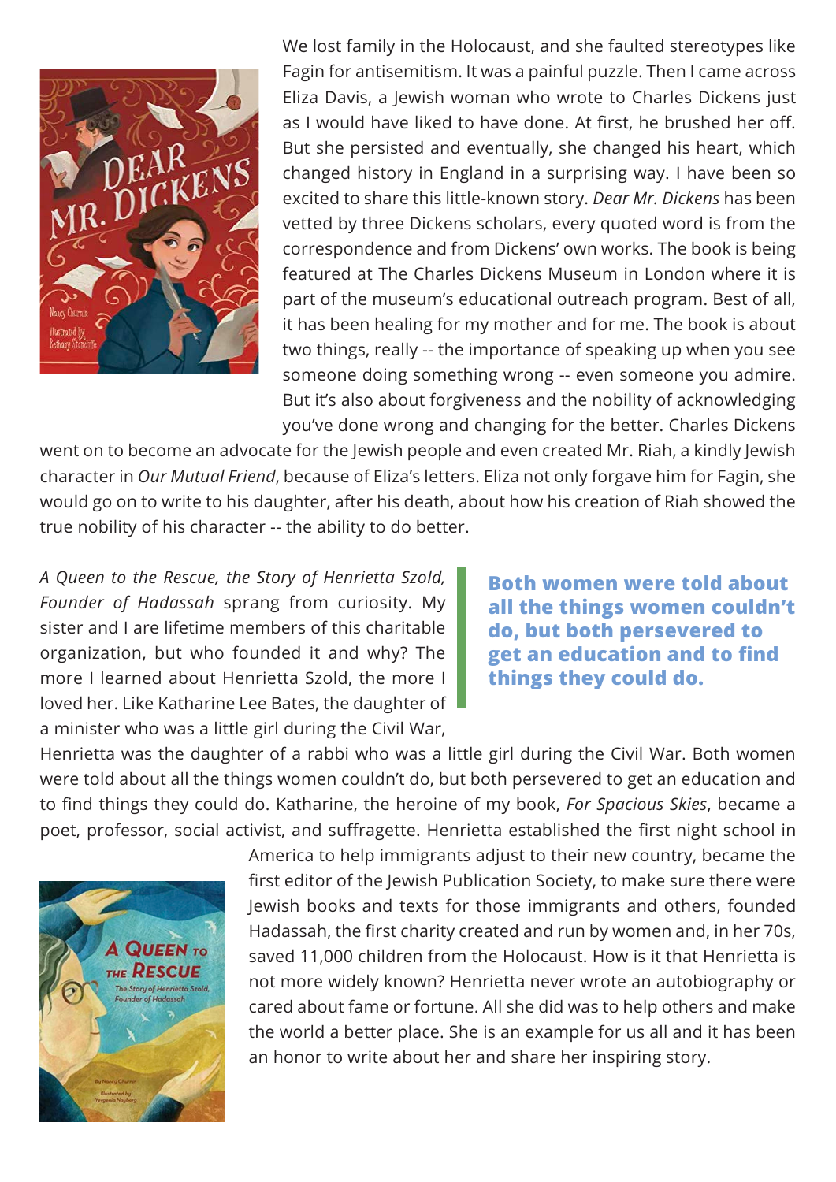We lost family in the Holocaust, and she faulted stereotypes like Fagin for antisemitism. It was a painful puzzle. Then I came across Eliza Davis, a Jewish woman who wrote to Charles Dickens just as I would have liked to have done. At first, he brushed her off. But she persisted and eventually, she changed his heart, which changed history in England in a surprising way. I have been so excited to share this little-known story. *Dear Mr. Dickens* has been vetted by three Dickens scholars, every quoted word is from the correspondence and from Dickens' own works. The book is being featured at The Charles Dickens Museum in London where it is part of the museum's educational outreach program. Best of all, it has been healing for my mother and for me. The book is about two things, really -- the importance of speaking up when you see someone doing something wrong -- even someone you admire. But it's also about forgiveness and the nobility of acknowledging you've done wrong and changing for the better. Charles Dickens went on to become an advocate for the Jewish people and even created Mr. Riah, a kindly Jewish character in *Our Mutual Friend*, because of Eliza's letters. Eliza not only forgave him for Fagin, she would go on to write to his daughter, after his death, about how his creation of Riah showed the true nobility of his character -- the ability to do better.

*A Queen to the Rescue, the Story of Henrietta Szold, Founder of Hadassah* sprang from curiosity. My sister and I are lifetime members of this charitable organization, but who founded it and why? The more I learned about Henrietta Szold, the more I loved her. Like Katharine Lee Bates, the daughter of a minister who was a little girl during the Civil War, Henrietta was the daughter of a rabbi who was a little girl during the Civil War. Both women were told about all the things women couldn't do, but both persevered to get an education and to find things they could do. Katharine, the heroine of my book, *For Spacious Skies*, became a poet, professor, social activist, and suffragette. Henrietta established the first night school in America to help immigrants adjust to their new country, became the first editor of the Jewish Publication Society, to make sure there were Jewish books and texts for those immigrants and others, founded Hadassah, the first charity created and run by women and, in her 70s, saved 11,000 children from the Holocaust. How is it that Henrietta is not more widely known? Henrietta never wrote an autobiography or cared about fame or fortune. All she did was to help others and make the world a better place. She is an example for us all and it has been an honor to write about her and share her inspiring story.

> **Both women were told about all the things women couldn't do, but both persevered to get an education and to find things they could do.**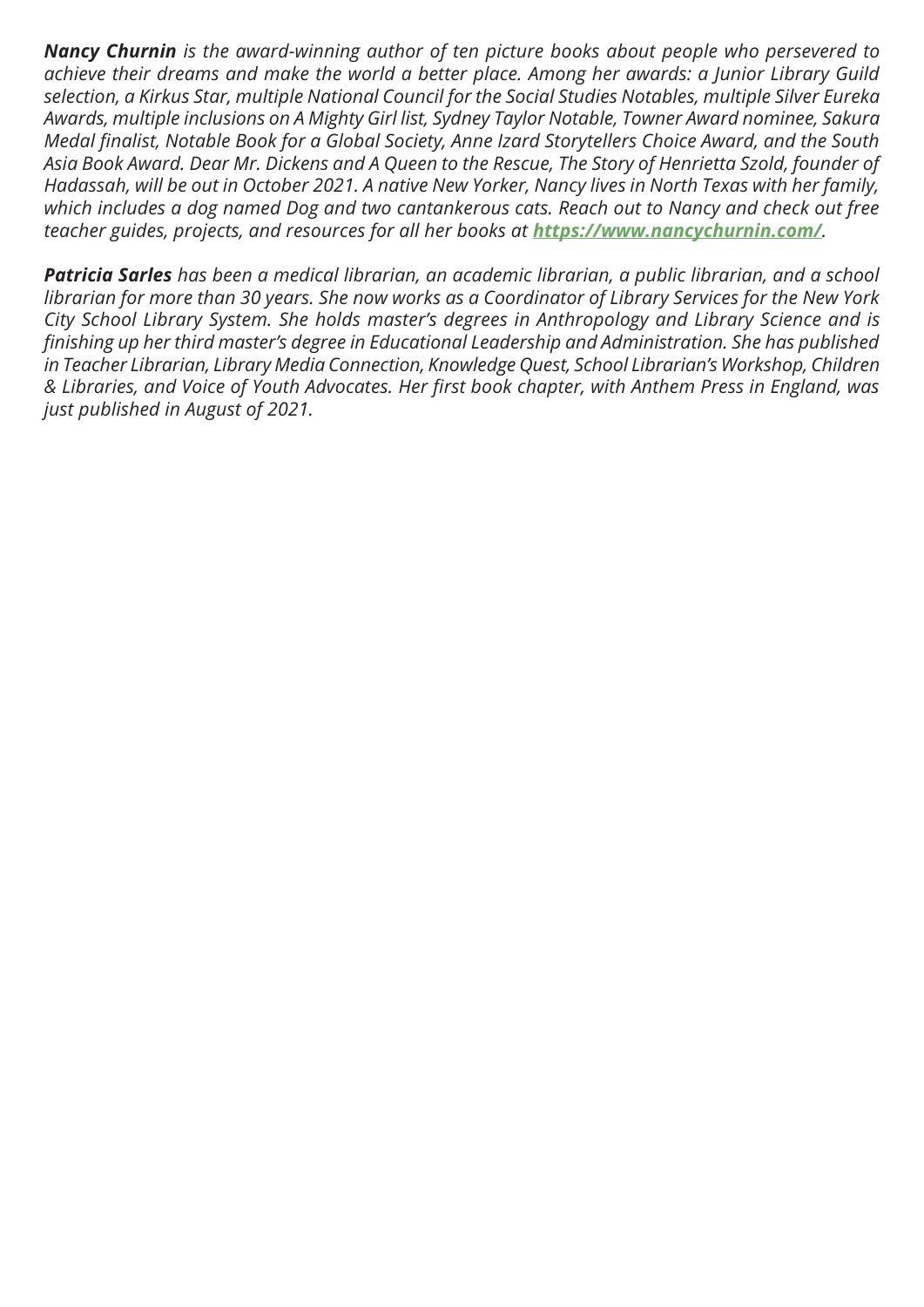***Nancy Churnin*** *is the award-winning author of ten picture books about people who persevered to achieve their dreams and make the world a better place. Among her awards: a Junior Library Guild selection, a Kirkus Star, multiple National Council for the Social Studies Notables, multiple Silver Eureka Awards, multiple inclusions on A Mighty Girl list, Sydney Taylor Notable, Towner Award nominee, Sakura Medal finalist, Notable Book for a Global Society, Anne Izard Storytellers Choice Award, and the South Asia Book Award. Dear Mr. Dickens and A Queen to the Rescue, The Story of Henrietta Szold, founder of Hadassah, will be out in October 2021. A native New Yorker, Nancy lives in North Texas with her family, which includes a dog named Dog and two cantankerous cats. Reach out to Nancy and check out free teacher guides, projects, and resources for all her books at* [***https://www.nancychurnin.com/***](https://www.nancychurnin.com/)*.*

***Patricia Sarles*** *has been a medical librarian, an academic librarian, a public librarian, and a school librarian for more than 30 years. She now works as a Coordinator of Library Services for the New York City School Library System. She holds master's degrees in Anthropology and Library Science and is finishing up her third master's degree in Educational Leadership and Administration. She has published in Teacher Librarian, Library Media Connection, Knowledge Quest, School Librarian's Workshop, Children & Libraries, and Voice of Youth Advocates. Her first book chapter, with Anthem Press in England, was just published in August of 2021.*